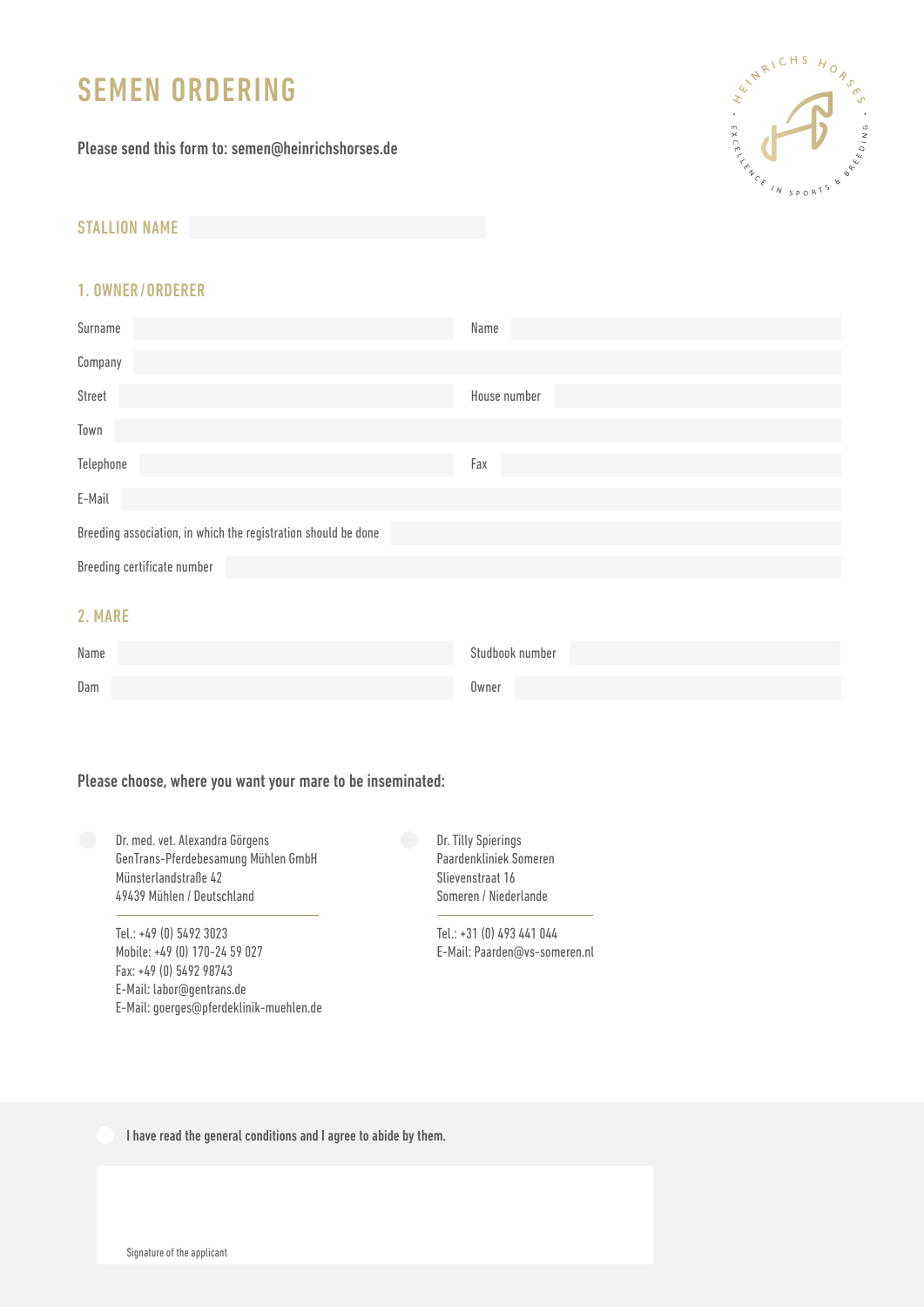# SEMEN ORDERING

**Please send this form to: semen@heinrichshorses.de**

HEINRICHS HORSES · EXCELLENCE IN SPORTS & BREEDING ·

## STALLION NAME

## 1. OWNER / ORDERER

| | | | |
|---|---|---|---|
| Surname | | Name | |
| Company | | | |
| Street | | House number | |
| Town | | | |
| Telephone | | Fax | |
| E-Mail | | | |

Breeding association, in which the registration should be done

Breeding certificate number

## 2. MARE

| | | | |
|---|---|---|---|
| Name | | Studbook number | |
| Dam | | Owner | |

**Please choose, where you want your mare to be inseminated:**

- Dr. med. vet. Alexandra Görgens
  GenTrans-Pferdebesamung Mühlen GmbH
  Münsterlandstraße 42
  49439 Mühlen / Deutschland

  Tel.: +49 (0) 5492 3023
  Mobile: +49 (0) 170-24 59 027
  Fax: +49 (0) 5492 98743
  E-Mail: labor@gentrans.de
  E-Mail: goerges@pferdeklinik-muehlen.de

- Dr. Tilly Spierings
  Paardenkliniek Someren
  Slievenstraat 16
  Someren / Niederlande

  Tel.: +31 (0) 493 441 044
  E-Mail: Paarden@vs-someren.nl

- **I have read the general conditions and I agree to abide by them.**

Signature of the applicant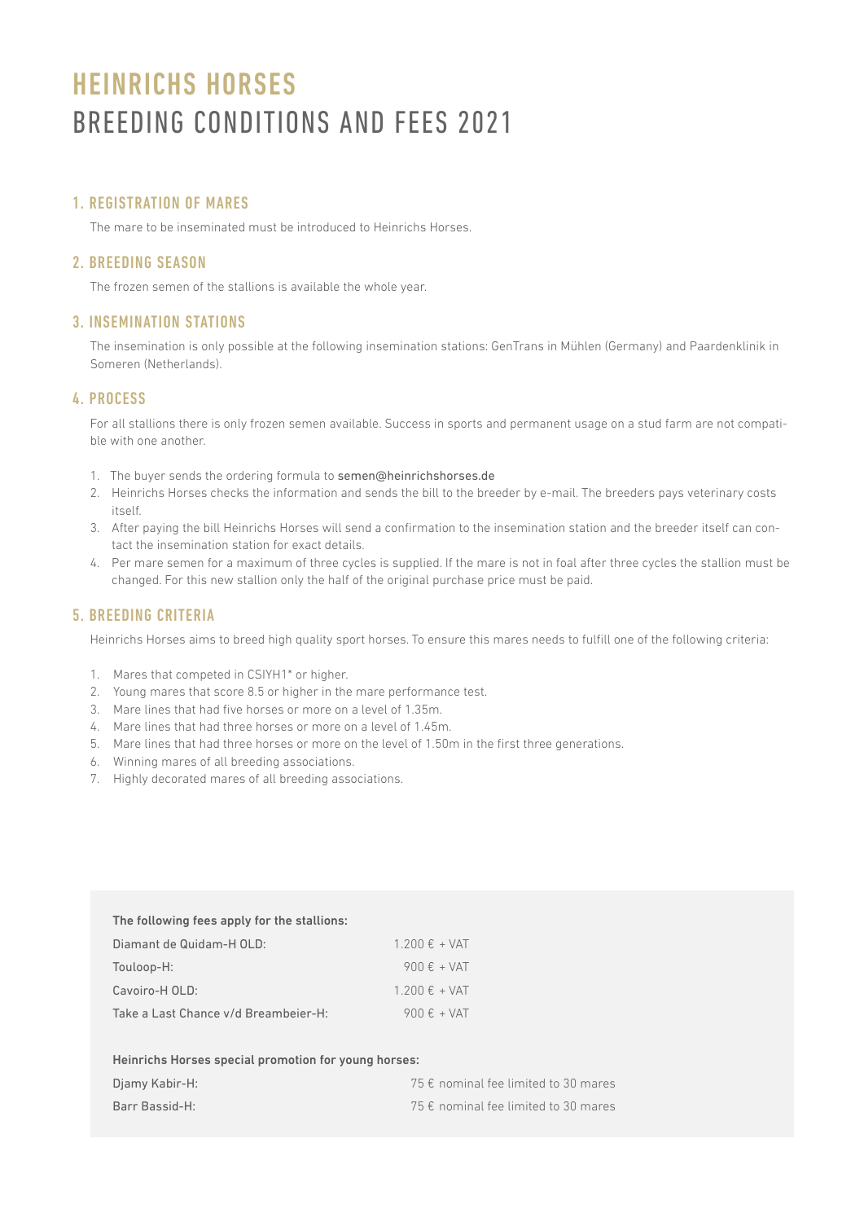# HEINRICHS HORSES
# BREEDING CONDITIONS AND FEES 2021

## 1. REGISTRATION OF MARES

The mare to be inseminated must be introduced to Heinrichs Horses.

## 2. BREEDING SEASON

The frozen semen of the stallions is available the whole year.

## 3. INSEMINATION STATIONS

The insemination is only possible at the following insemination stations: GenTrans in Mühlen (Germany) and Paardenklinik in Someren (Netherlands).

## 4. PROCESS

For all stallions there is only frozen semen available. Success in sports and permanent usage on a stud farm are not compatible with one another.

1. The buyer sends the ordering formula to semen@heinrichshorses.de
2. Heinrichs Horses checks the information and sends the bill to the breeder by e-mail. The breeders pays veterinary costs itself.
3. After paying the bill Heinrichs Horses will send a confirmation to the insemination station and the breeder itself can contact the insemination station for exact details.
4. Per mare semen for a maximum of three cycles is supplied. If the mare is not in foal after three cycles the stallion must be changed. For this new stallion only the half of the original purchase price must be paid.

## 5. BREEDING CRITERIA

Heinrichs Horses aims to breed high quality sport horses. To ensure this mares needs to fulfill one of the following criteria:

1. Mares that competed in CSIYH1* or higher.
2. Young mares that score 8.5 or higher in the mare performance test.
3. Mare lines that had five horses or more on a level of 1.35m.
4. Mare lines that had three horses or more on a level of 1.45m.
5. Mare lines that had three horses or more on the level of 1.50m in the first three generations.
6. Winning mares of all breeding associations.
7. Highly decorated mares of all breeding associations.

**The following fees apply for the stallions:**

| | |
|---|---|
| Diamant de Quidam-H OLD: | 1.200 € + VAT |
| Touloop-H: | 900 € + VAT |
| Cavoiro-H OLD: | 1.200 € + VAT |
| Take a Last Chance v/d Breambeier-H: | 900 € + VAT |

**Heinrichs Horses special promotion for young horses:**

| | |
|---|---|
| Djamy Kabir-H: | 75 € nominal fee limited to 30 mares |
| Barr Bassid-H: | 75 € nominal fee limited to 30 mares |